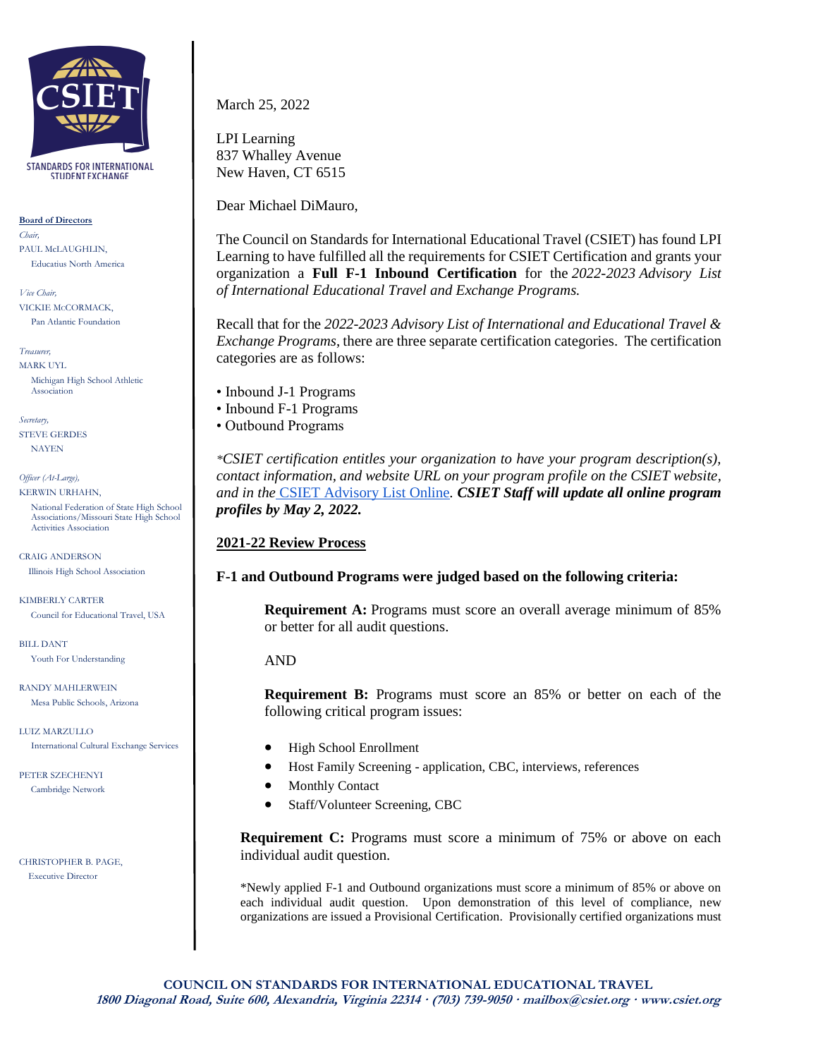CSIET

STANDARDS FOR INTERNATIONAL STUDENT EXCHANGE

**Board of Directors**

*Chair,*
PAUL McLAUGHLIN,
Educatius North America

*Vice Chair,*
VICKIE McCORMACK,
Pan Atlantic Foundation

*Treasurer,*
MARK UYL
Michigan High School Athletic Association

*Secretary,*
STEVE GERDES
NAYEN

*Officer (At-Large),*
KERWIN URHAHN,
National Federation of State High School Associations/Missouri State High School Activities Association

CRAIG ANDERSON
Illinois High School Association

KIMBERLY CARTER
Council for Educational Travel, USA

BILL DANT
Youth For Understanding

RANDY MAHLERWEIN
Mesa Public Schools, Arizona

LUIZ MARZULLO
International Cultural Exchange Services

PETER SZECHENYI
Cambridge Network

CHRISTOPHER B. PAGE,
Executive Director

March 25, 2022

LPI Learning
837 Whalley Avenue
New Haven, CT 6515

Dear Michael DiMauro,

The Council on Standards for International Educational Travel (CSIET) has found LPI Learning to have fulfilled all the requirements for CSIET Certification and grants your organization a **Full F-1 Inbound Certification** for the *2022-2023 Advisory List of International Educational Travel and Exchange Programs.*

Recall that for the *2022-2023 Advisory List of International and Educational Travel & Exchange Programs*, there are three separate certification categories. The certification categories are as follows:

- Inbound J-1 Programs
- Inbound F-1 Programs
- Outbound Programs

*\*CSIET certification entitles your organization to have your program description(s), contact information, and website URL on your program profile on the CSIET website, and in the* CSIET Advisory List Online*.* ***CSIET Staff will update all online program profiles by May 2, 2022.***

## 2021-22 Review Process

**F-1 and Outbound Programs were judged based on the following criteria:**

**Requirement A:** Programs must score an overall average minimum of 85% or better for all audit questions.

AND

**Requirement B:** Programs must score an 85% or better on each of the following critical program issues:

- High School Enrollment
- Host Family Screening - application, CBC, interviews, references
- Monthly Contact
- Staff/Volunteer Screening, CBC

**Requirement C:** Programs must score a minimum of 75% or above on each individual audit question.

\*Newly applied F-1 and Outbound organizations must score a minimum of 85% or above on each individual audit question. Upon demonstration of this level of compliance, new organizations are issued a Provisional Certification. Provisionally certified organizations must

**COUNCIL ON STANDARDS FOR INTERNATIONAL EDUCATIONAL TRAVEL**
*1800 Diagonal Road, Suite 600, Alexandria, Virginia 22314 · (703) 739-9050 · mailbox@csiet.org · www.csiet.org*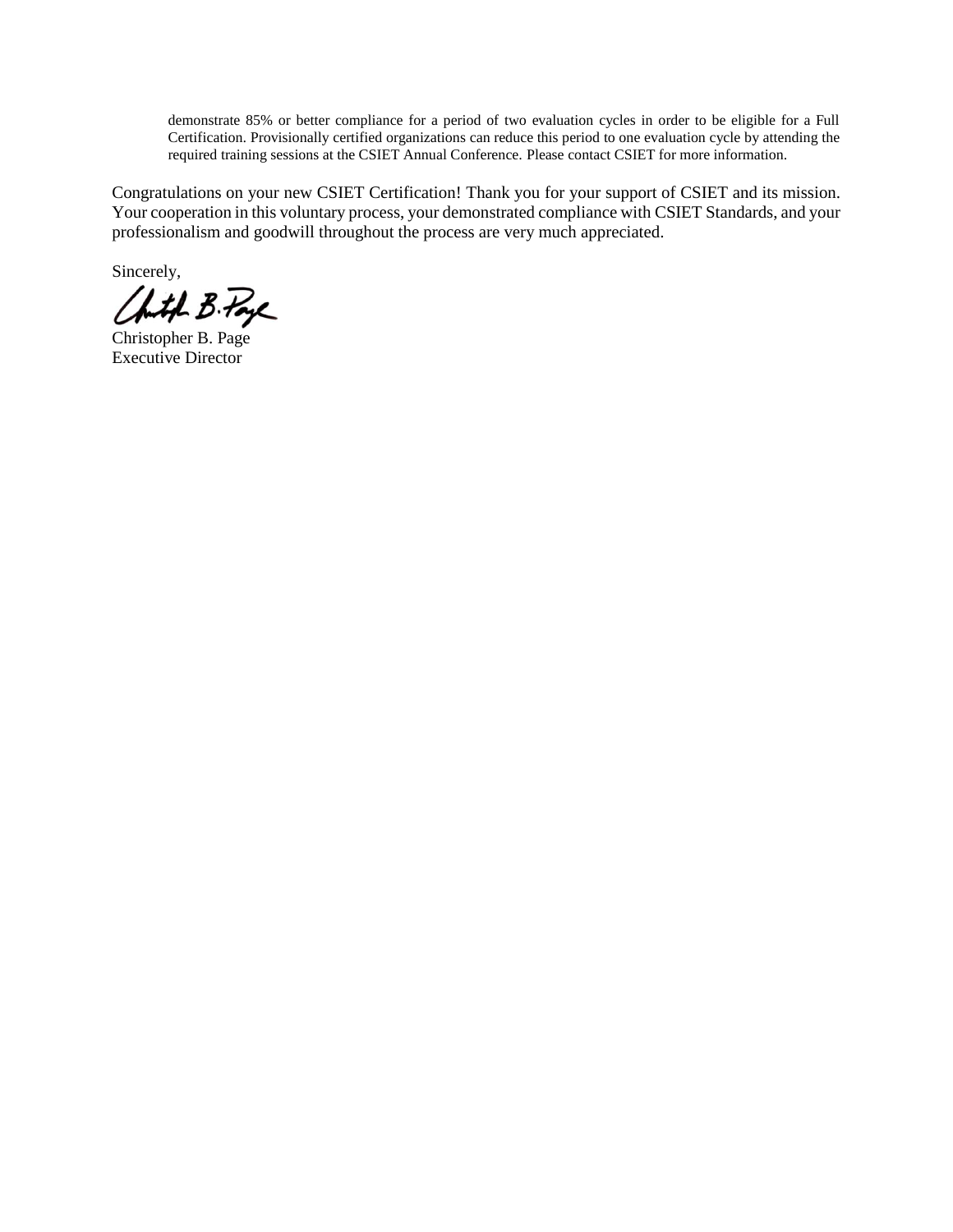demonstrate 85% or better compliance for a period of two evaluation cycles in order to be eligible for a Full Certification. Provisionally certified organizations can reduce this period to one evaluation cycle by attending the required training sessions at the CSIET Annual Conference. Please contact CSIET for more information.

Congratulations on your new CSIET Certification! Thank you for your support of CSIET and its mission. Your cooperation in this voluntary process, your demonstrated compliance with CSIET Standards, and your professionalism and goodwill throughout the process are very much appreciated.

Sincerely,

Christopher B. Page
Executive Director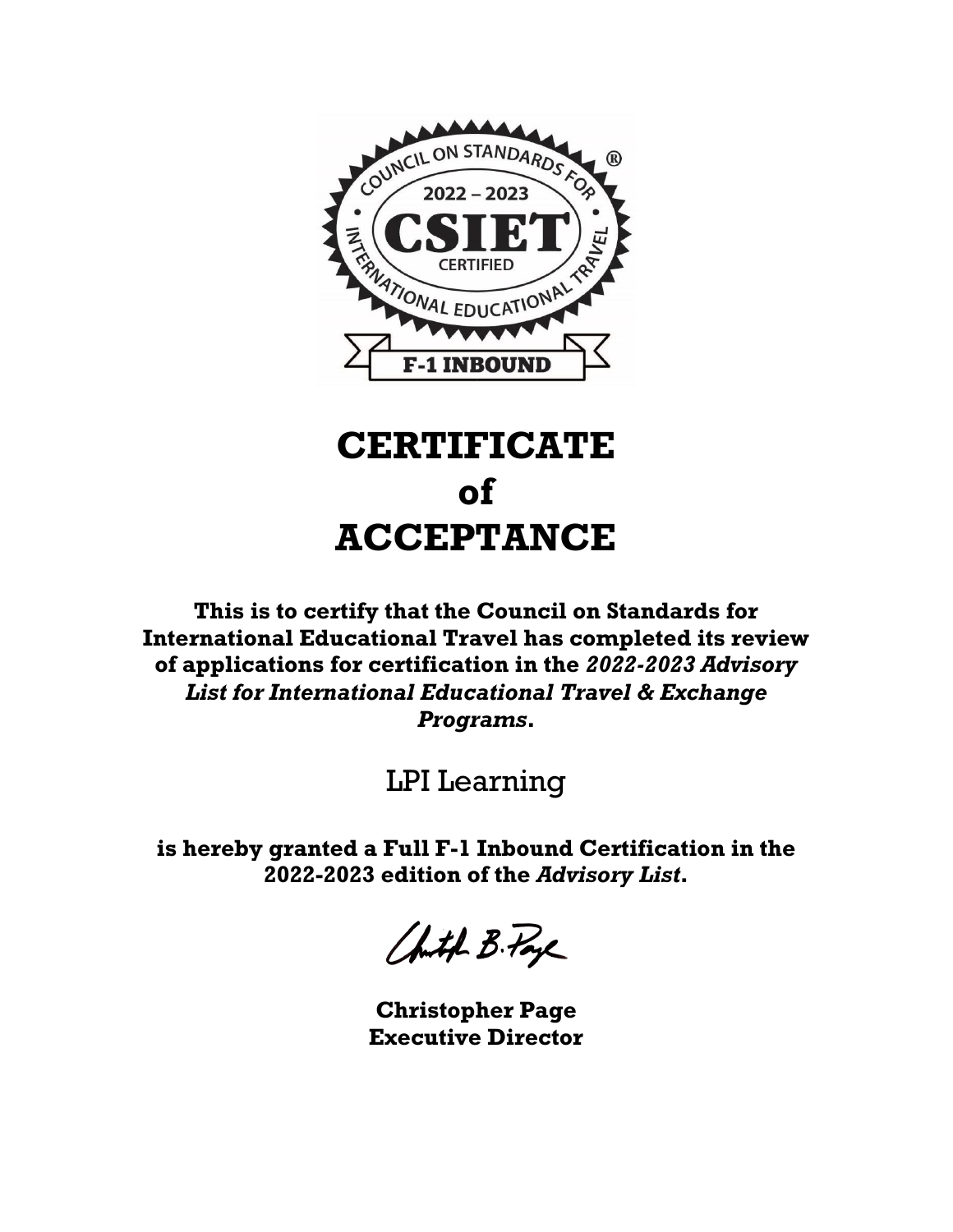# CERTIFICATE of ACCEPTANCE

**This is to certify that the Council on Standards for International Educational Travel has completed its review of applications for certification in the *2022-2023 Advisory List for International Educational Travel & Exchange Programs*.**

LPI Learning

**is hereby granted a Full F-1 Inbound Certification in the 2022-2023 edition of the *Advisory List*.**

**Christopher Page**
**Executive Director**